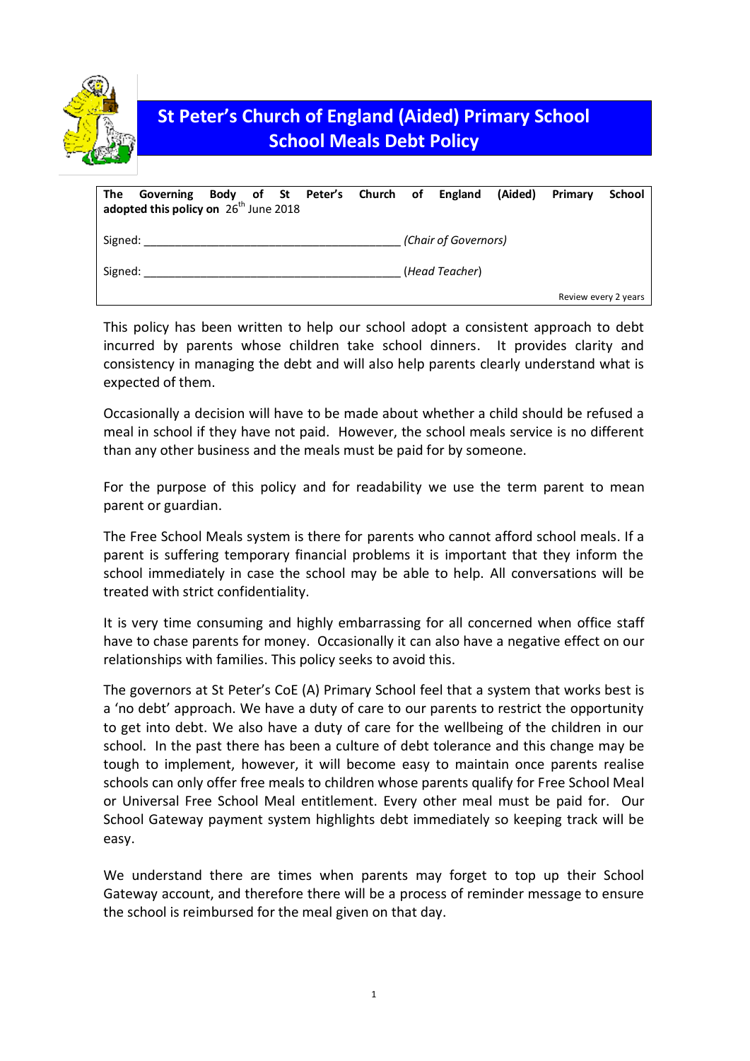# St Peter's Church of England (Aided) Primary School
# School Meals Debt Policy

**The Governing Body of St Peter's Church of England (Aided) Primary School adopted this policy on** 26th June 2018

Signed: _______________________________________ *(Chair of Governors)*

Signed: _______________________________________ (*Head Teacher*)

Review every 2 years

This policy has been written to help our school adopt a consistent approach to debt incurred by parents whose children take school dinners. It provides clarity and consistency in managing the debt and will also help parents clearly understand what is expected of them.

Occasionally a decision will have to be made about whether a child should be refused a meal in school if they have not paid. However, the school meals service is no different than any other business and the meals must be paid for by someone.

For the purpose of this policy and for readability we use the term parent to mean parent or guardian.

The Free School Meals system is there for parents who cannot afford school meals. If a parent is suffering temporary financial problems it is important that they inform the school immediately in case the school may be able to help. All conversations will be treated with strict confidentiality.

It is very time consuming and highly embarrassing for all concerned when office staff have to chase parents for money. Occasionally it can also have a negative effect on our relationships with families. This policy seeks to avoid this.

The governors at St Peter's CoE (A) Primary School feel that a system that works best is a 'no debt' approach. We have a duty of care to our parents to restrict the opportunity to get into debt. We also have a duty of care for the wellbeing of the children in our school. In the past there has been a culture of debt tolerance and this change may be tough to implement, however, it will become easy to maintain once parents realise schools can only offer free meals to children whose parents qualify for Free School Meal or Universal Free School Meal entitlement. Every other meal must be paid for. Our School Gateway payment system highlights debt immediately so keeping track will be easy.

We understand there are times when parents may forget to top up their School Gateway account, and therefore there will be a process of reminder message to ensure the school is reimbursed for the meal given on that day.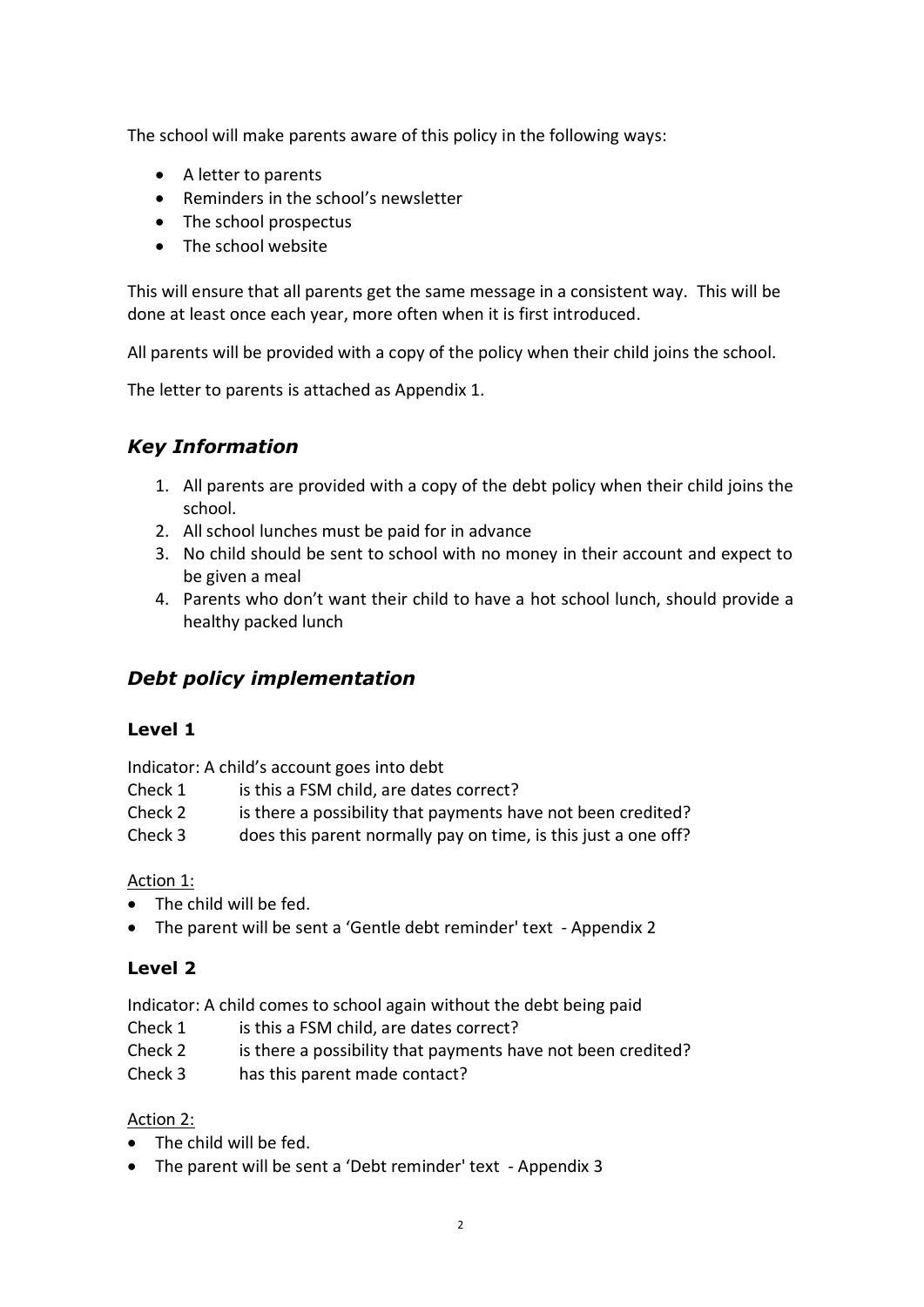The school will make parents aware of this policy in the following ways:

- A letter to parents
- Reminders in the school's newsletter
- The school prospectus
- The school website

This will ensure that all parents get the same message in a consistent way. This will be done at least once each year, more often when it is first introduced.

All parents will be provided with a copy of the policy when their child joins the school.

The letter to parents is attached as Appendix 1.

## *Key Information*

1. All parents are provided with a copy of the debt policy when their child joins the school.
2. All school lunches must be paid for in advance
3. No child should be sent to school with no money in their account and expect to be given a meal
4. Parents who don't want their child to have a hot school lunch, should provide a healthy packed lunch

## *Debt policy implementation*

### Level 1

Indicator: A child's account goes into debt

Check 1 is this a FSM child, are dates correct?
Check 2 is there a possibility that payments have not been credited?
Check 3 does this parent normally pay on time, is this just a one off?

Action 1:

- The child will be fed.
- The parent will be sent a 'Gentle debt reminder' text - Appendix 2

### Level 2

Indicator: A child comes to school again without the debt being paid

Check 1 is this a FSM child, are dates correct?
Check 2 is there a possibility that payments have not been credited?
Check 3 has this parent made contact?

Action 2:

- The child will be fed.
- The parent will be sent a 'Debt reminder' text - Appendix 3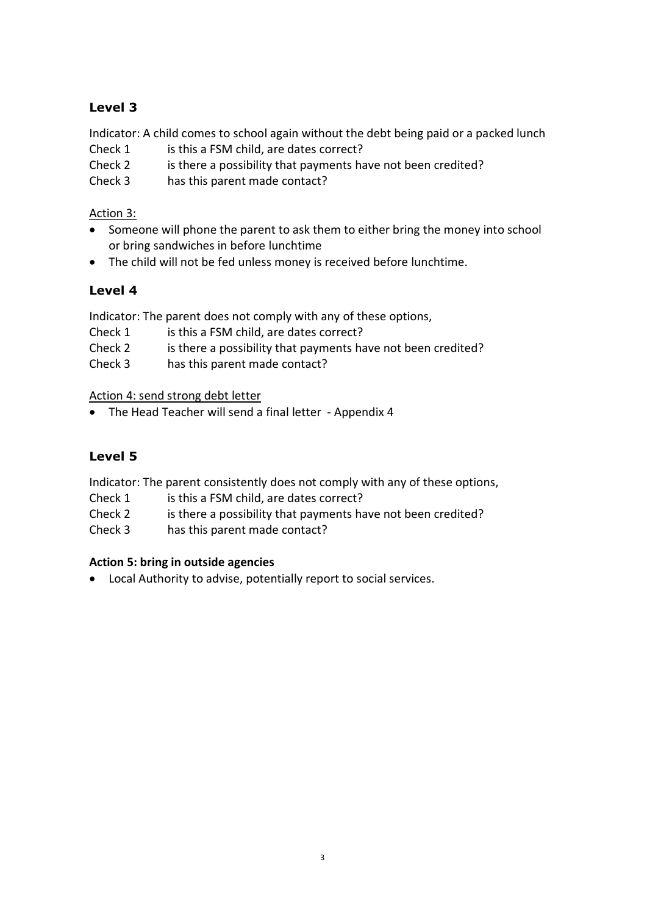### Level 3

Indicator: A child comes to school again without the debt being paid or a packed lunch

Check 1 is this a FSM child, are dates correct?
Check 2 is there a possibility that payments have not been credited?
Check 3 has this parent made contact?

<u>Action 3:</u>

- Someone will phone the parent to ask them to either bring the money into school or bring sandwiches in before lunchtime
- The child will not be fed unless money is received before lunchtime.

### Level 4

Indicator: The parent does not comply with any of these options,

Check 1 is this a FSM child, are dates correct?
Check 2 is there a possibility that payments have not been credited?
Check 3 has this parent made contact?

<u>Action 4: send strong debt letter</u>

- The Head Teacher will send a final letter - Appendix 4

### Level 5

Indicator: The parent consistently does not comply with any of these options,

Check 1 is this a FSM child, are dates correct?
Check 2 is there a possibility that payments have not been credited?
Check 3 has this parent made contact?

**Action 5: bring in outside agencies**

- Local Authority to advise, potentially report to social services.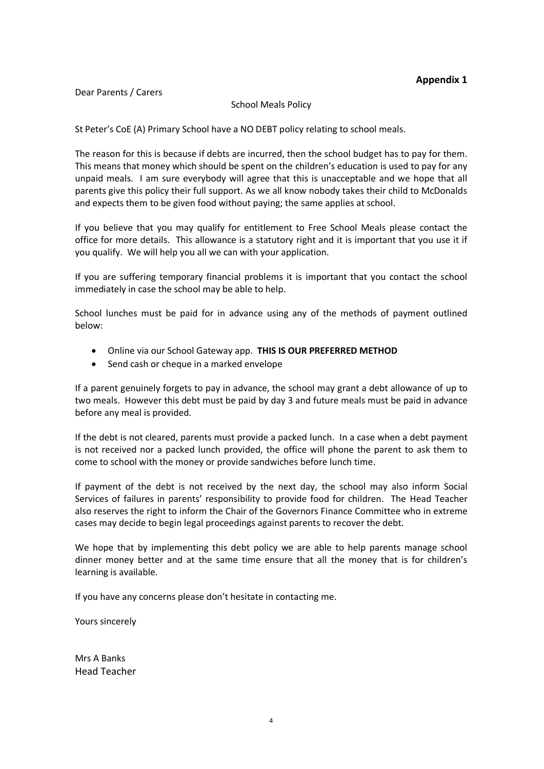**Appendix 1**

Dear Parents / Carers

School Meals Policy

St Peter's CoE (A) Primary School have a NO DEBT policy relating to school meals.

The reason for this is because if debts are incurred, then the school budget has to pay for them. This means that money which should be spent on the children's education is used to pay for any unpaid meals. I am sure everybody will agree that this is unacceptable and we hope that all parents give this policy their full support. As we all know nobody takes their child to McDonalds and expects them to be given food without paying; the same applies at school.

If you believe that you may qualify for entitlement to Free School Meals please contact the office for more details. This allowance is a statutory right and it is important that you use it if you qualify. We will help you all we can with your application.

If you are suffering temporary financial problems it is important that you contact the school immediately in case the school may be able to help.

School lunches must be paid for in advance using any of the methods of payment outlined below:

- Online via our School Gateway app. **THIS IS OUR PREFERRED METHOD**
- Send cash or cheque in a marked envelope

If a parent genuinely forgets to pay in advance, the school may grant a debt allowance of up to two meals. However this debt must be paid by day 3 and future meals must be paid in advance before any meal is provided.

If the debt is not cleared, parents must provide a packed lunch. In a case when a debt payment is not received nor a packed lunch provided, the office will phone the parent to ask them to come to school with the money or provide sandwiches before lunch time.

If payment of the debt is not received by the next day, the school may also inform Social Services of failures in parents' responsibility to provide food for children. The Head Teacher also reserves the right to inform the Chair of the Governors Finance Committee who in extreme cases may decide to begin legal proceedings against parents to recover the debt.

We hope that by implementing this debt policy we are able to help parents manage school dinner money better and at the same time ensure that all the money that is for children's learning is available.

If you have any concerns please don't hesitate in contacting me.

Yours sincerely

Mrs A Banks
Head Teacher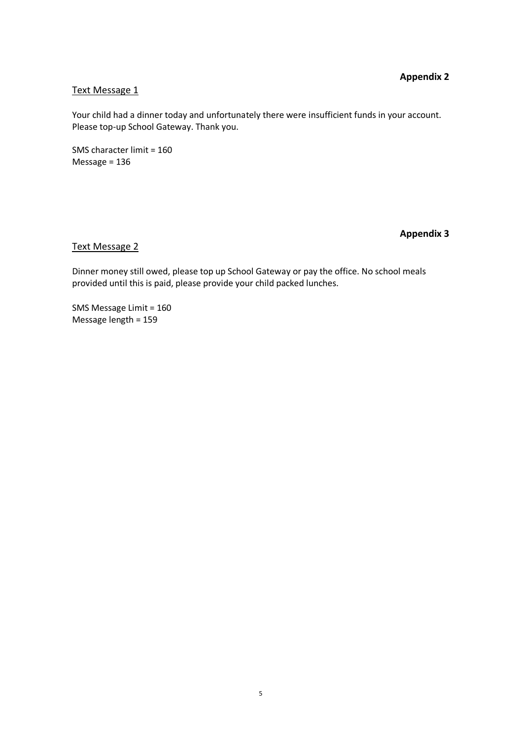**Appendix 2**

Text Message 1

Your child had a dinner today and unfortunately there were insufficient funds in your account. Please top-up School Gateway. Thank you.

SMS character limit = 160
Message = 136

**Appendix 3**

Text Message 2

Dinner money still owed, please top up School Gateway or pay the office. No school meals provided until this is paid, please provide your child packed lunches.

SMS Message Limit = 160
Message length = 159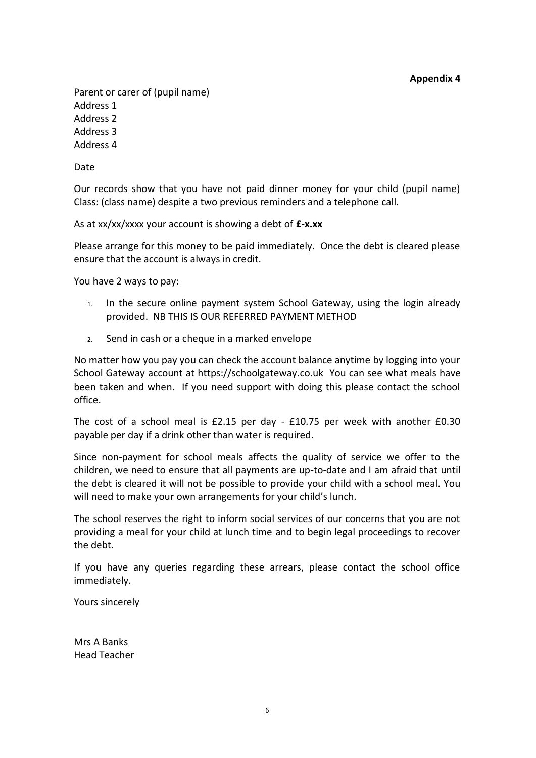**Appendix 4**

Parent or carer of (pupil name)
Address 1
Address 2
Address 3
Address 4

Date

Our records show that you have not paid dinner money for your child (pupil name) Class: (class name) despite a two previous reminders and a telephone call.

As at xx/xx/xxxx your account is showing a debt of **£-x.xx**

Please arrange for this money to be paid immediately. Once the debt is cleared please ensure that the account is always in credit.

You have 2 ways to pay:

1. In the secure online payment system School Gateway, using the login already provided. NB THIS IS OUR REFERRED PAYMENT METHOD
2. Send in cash or a cheque in a marked envelope

No matter how you pay you can check the account balance anytime by logging into your School Gateway account at https://schoolgateway.co.uk You can see what meals have been taken and when. If you need support with doing this please contact the school office.

The cost of a school meal is £2.15 per day - £10.75 per week with another £0.30 payable per day if a drink other than water is required.

Since non-payment for school meals affects the quality of service we offer to the children, we need to ensure that all payments are up-to-date and I am afraid that until the debt is cleared it will not be possible to provide your child with a school meal. You will need to make your own arrangements for your child's lunch.

The school reserves the right to inform social services of our concerns that you are not providing a meal for your child at lunch time and to begin legal proceedings to recover the debt.

If you have any queries regarding these arrears, please contact the school office immediately.

Yours sincerely

Mrs A Banks
Head Teacher